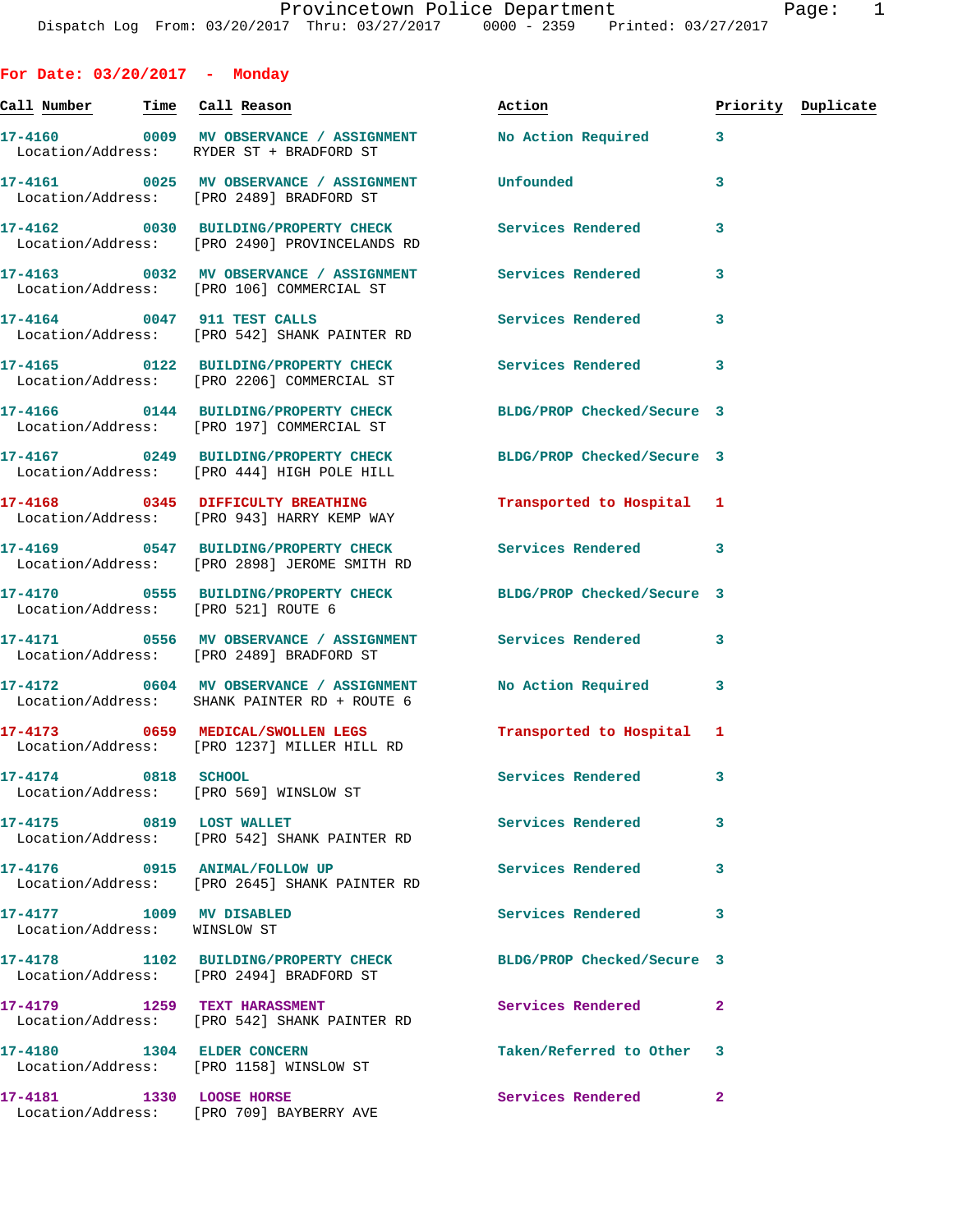Provincetown Police Department
Dispatch Log From: 03/20/2017 Thru: 03/27/2017 0000 - 2359 Printed: 03/27/2017

## For Date: 03/20/2017 - Monday

| Call Number | Time | Call Reason | Action | Priority | Duplicate |
|---|---|---|---|---|---|
| 17-4160 | 0009 | MV OBSERVANCE / ASSIGNMENT | No Action Required | 3 | |
| Location/Address: | | RYDER ST + BRADFORD ST | | | |
| 17-4161 | 0025 | MV OBSERVANCE / ASSIGNMENT | Unfounded | 3 | |
| Location/Address: | | [PRO 2489] BRADFORD ST | | | |
| 17-4162 | 0030 | BUILDING/PROPERTY CHECK | Services Rendered | 3 | |
| Location/Address: | | [PRO 2490] PROVINCELANDS RD | | | |
| 17-4163 | 0032 | MV OBSERVANCE / ASSIGNMENT | Services Rendered | 3 | |
| Location/Address: | | [PRO 106] COMMERCIAL ST | | | |
| 17-4164 | 0047 | 911 TEST CALLS | Services Rendered | 3 | |
| Location/Address: | | [PRO 542] SHANK PAINTER RD | | | |
| 17-4165 | 0122 | BUILDING/PROPERTY CHECK | Services Rendered | 3 | |
| Location/Address: | | [PRO 2206] COMMERCIAL ST | | | |
| 17-4166 | 0144 | BUILDING/PROPERTY CHECK | BLDG/PROP Checked/Secure | 3 | |
| Location/Address: | | [PRO 197] COMMERCIAL ST | | | |
| 17-4167 | 0249 | BUILDING/PROPERTY CHECK | BLDG/PROP Checked/Secure | 3 | |
| Location/Address: | | [PRO 444] HIGH POLE HILL | | | |
| 17-4168 | 0345 | DIFFICULTY BREATHING | Transported to Hospital | 1 | |
| Location/Address: | | [PRO 943] HARRY KEMP WAY | | | |
| 17-4169 | 0547 | BUILDING/PROPERTY CHECK | Services Rendered | 3 | |
| Location/Address: | | [PRO 2898] JEROME SMITH RD | | | |
| 17-4170 | 0555 | BUILDING/PROPERTY CHECK | BLDG/PROP Checked/Secure | 3 | |
| Location/Address: | | [PRO 521] ROUTE 6 | | | |
| 17-4171 | 0556 | MV OBSERVANCE / ASSIGNMENT | Services Rendered | 3 | |
| Location/Address: | | [PRO 2489] BRADFORD ST | | | |
| 17-4172 | 0604 | MV OBSERVANCE / ASSIGNMENT | No Action Required | 3 | |
| Location/Address: | | SHANK PAINTER RD + ROUTE 6 | | | |
| 17-4173 | 0659 | MEDICAL/SWOLLEN LEGS | Transported to Hospital | 1 | |
| Location/Address: | | [PRO 1237] MILLER HILL RD | | | |
| 17-4174 | 0818 | SCHOOL | Services Rendered | 3 | |
| Location/Address: | | [PRO 569] WINSLOW ST | | | |
| 17-4175 | 0819 | LOST WALLET | Services Rendered | 3 | |
| Location/Address: | | [PRO 542] SHANK PAINTER RD | | | |
| 17-4176 | 0915 | ANIMAL/FOLLOW UP | Services Rendered | 3 | |
| Location/Address: | | [PRO 2645] SHANK PAINTER RD | | | |
| 17-4177 | 1009 | MV DISABLED | Services Rendered | 3 | |
| Location/Address: | | WINSLOW ST | | | |
| 17-4178 | 1102 | BUILDING/PROPERTY CHECK | BLDG/PROP Checked/Secure | 3 | |
| Location/Address: | | [PRO 2494] BRADFORD ST | | | |
| 17-4179 | 1259 | TEXT HARASSMENT | Services Rendered | 2 | |
| Location/Address: | | [PRO 542] SHANK PAINTER RD | | | |
| 17-4180 | 1304 | ELDER CONCERN | Taken/Referred to Other | 3 | |
| Location/Address: | | [PRO 1158] WINSLOW ST | | | |
| 17-4181 | 1330 | LOOSE HORSE | Services Rendered | 2 | |
| Location/Address: | | [PRO 709] BAYBERRY AVE | | | |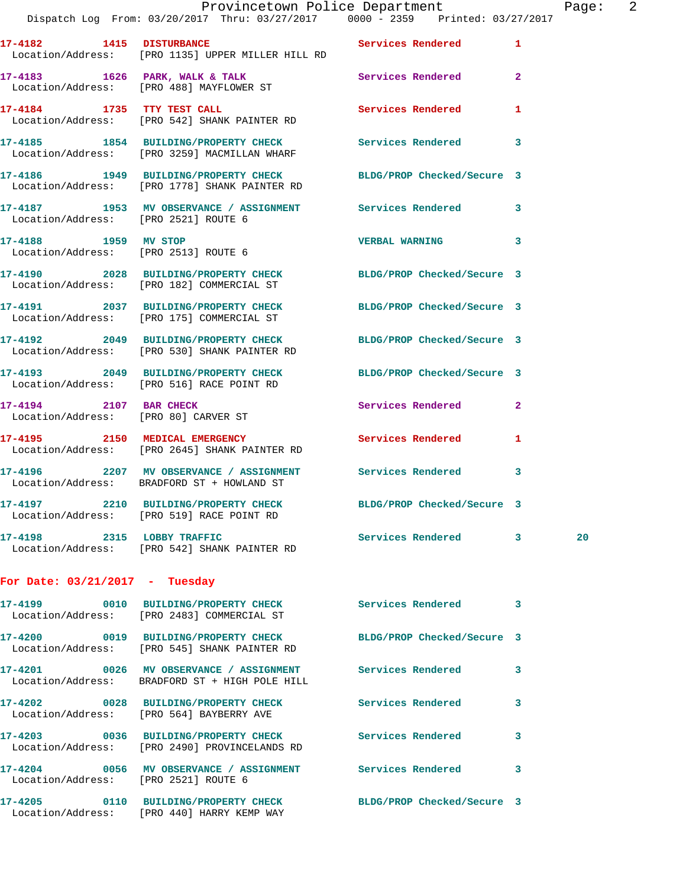17-4182 1415 DISTURBANCE Services Rendered 1
Location/Address: [PRO 1135] UPPER MILLER HILL RD

17-4183 1626 PARK, WALK & TALK Services Rendered 2
Location/Address: [PRO 488] MAYFLOWER ST

17-4184 1735 TTY TEST CALL Services Rendered 1
Location/Address: [PRO 542] SHANK PAINTER RD

17-4185 1854 BUILDING/PROPERTY CHECK Services Rendered 3
Location/Address: [PRO 3259] MACMILLAN WHARF

17-4186 1949 BUILDING/PROPERTY CHECK BLDG/PROP Checked/Secure 3
Location/Address: [PRO 1778] SHANK PAINTER RD

17-4187 1953 MV OBSERVANCE / ASSIGNMENT Services Rendered 3
Location/Address: [PRO 2521] ROUTE 6

17-4188 1959 MV STOP VERBAL WARNING 3
Location/Address: [PRO 2513] ROUTE 6

17-4190 2028 BUILDING/PROPERTY CHECK BLDG/PROP Checked/Secure 3
Location/Address: [PRO 182] COMMERCIAL ST

17-4191 2037 BUILDING/PROPERTY CHECK BLDG/PROP Checked/Secure 3
Location/Address: [PRO 175] COMMERCIAL ST

17-4192 2049 BUILDING/PROPERTY CHECK BLDG/PROP Checked/Secure 3
Location/Address: [PRO 530] SHANK PAINTER RD

17-4193 2049 BUILDING/PROPERTY CHECK BLDG/PROP Checked/Secure 3
Location/Address: [PRO 516] RACE POINT RD

17-4194 2107 BAR CHECK Services Rendered 2
Location/Address: [PRO 80] CARVER ST

17-4195 2150 MEDICAL EMERGENCY Services Rendered 1
Location/Address: [PRO 2645] SHANK PAINTER RD

17-4196 2207 MV OBSERVANCE / ASSIGNMENT Services Rendered 3
Location/Address: BRADFORD ST + HOWLAND ST

17-4197 2210 BUILDING/PROPERTY CHECK BLDG/PROP Checked/Secure 3
Location/Address: [PRO 519] RACE POINT RD

17-4198 2315 LOBBY TRAFFIC Services Rendered 3 20
Location/Address: [PRO 542] SHANK PAINTER RD

**For Date: 03/21/2017 - Tuesday**

17-4199 0010 BUILDING/PROPERTY CHECK Services Rendered 3
Location/Address: [PRO 2483] COMMERCIAL ST

17-4200 0019 BUILDING/PROPERTY CHECK BLDG/PROP Checked/Secure 3
Location/Address: [PRO 545] SHANK PAINTER RD

17-4201 0026 MV OBSERVANCE / ASSIGNMENT Services Rendered 3
Location/Address: BRADFORD ST + HIGH POLE HILL

17-4202 0028 BUILDING/PROPERTY CHECK Services Rendered 3
Location/Address: [PRO 564] BAYBERRY AVE

17-4203 0036 BUILDING/PROPERTY CHECK Services Rendered 3
Location/Address: [PRO 2490] PROVINCELANDS RD

17-4204 0056 MV OBSERVANCE / ASSIGNMENT Services Rendered 3
Location/Address: [PRO 2521] ROUTE 6

17-4205 0110 BUILDING/PROPERTY CHECK BLDG/PROP Checked/Secure 3
Location/Address: [PRO 440] HARRY KEMP WAY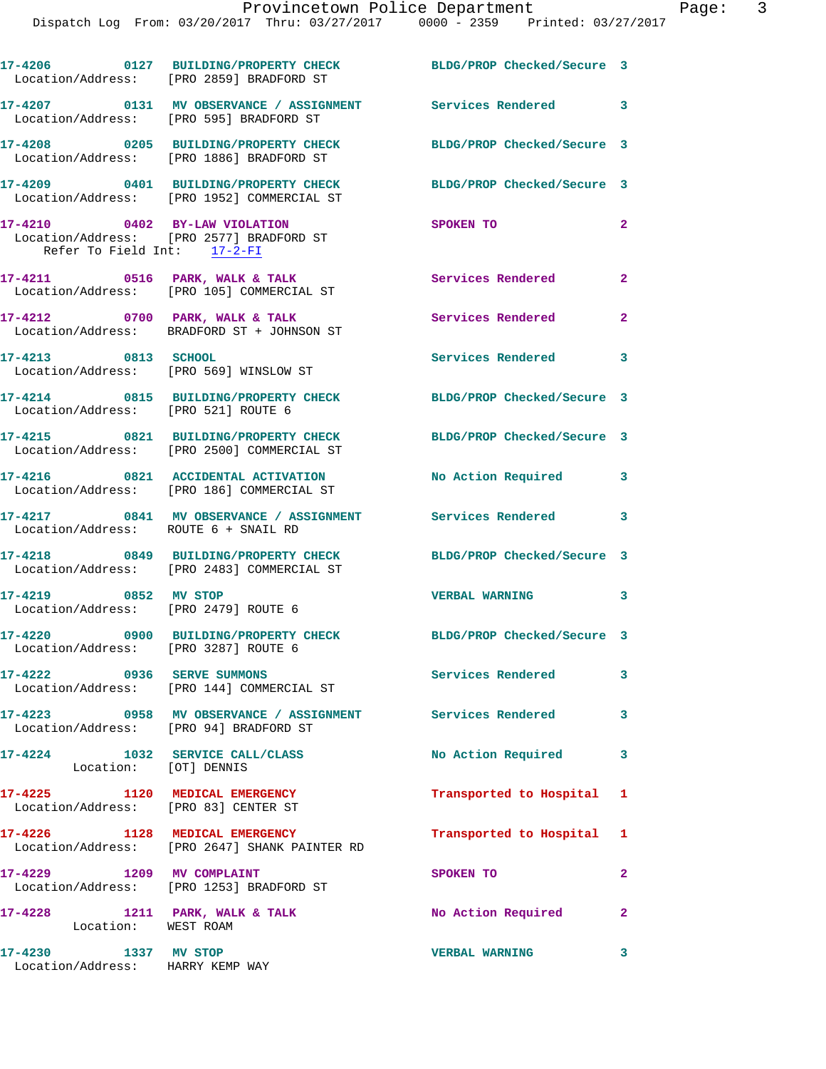```
17-4206        0127   BUILDING/PROPERTY CHECK            BLDG/PROP Checked/Secure  3
   Location/Address:    [PRO 2859] BRADFORD ST

17-4207        0131   MV OBSERVANCE / ASSIGNMENT         Services Rendered         3
   Location/Address:    [PRO 595] BRADFORD ST

17-4208        0205   BUILDING/PROPERTY CHECK            BLDG/PROP Checked/Secure  3
   Location/Address:    [PRO 1886] BRADFORD ST

17-4209        0401   BUILDING/PROPERTY CHECK            BLDG/PROP Checked/Secure  3
   Location/Address:    [PRO 1952] COMMERCIAL ST

17-4210        0402   BY-LAW VIOLATION                   SPOKEN TO                 2
   Location/Address:    [PRO 2577] BRADFORD ST
      Refer To Field Int:     17-2-FI

17-4211        0516   PARK, WALK & TALK                  Services Rendered         2
   Location/Address:    [PRO 105] COMMERCIAL ST

17-4212        0700   PARK, WALK & TALK                  Services Rendered         2
   Location/Address:    BRADFORD ST + JOHNSON ST

17-4213        0813   SCHOOL                             Services Rendered         3
   Location/Address:    [PRO 569] WINSLOW ST

17-4214        0815   BUILDING/PROPERTY CHECK            BLDG/PROP Checked/Secure  3
   Location/Address:    [PRO 521] ROUTE 6

17-4215        0821   BUILDING/PROPERTY CHECK            BLDG/PROP Checked/Secure  3
   Location/Address:    [PRO 2500] COMMERCIAL ST

17-4216        0821   ACCIDENTAL ACTIVATION              No Action Required        3
   Location/Address:    [PRO 186] COMMERCIAL ST

17-4217        0841   MV OBSERVANCE / ASSIGNMENT         Services Rendered         3
   Location/Address:    ROUTE 6 + SNAIL RD

17-4218        0849   BUILDING/PROPERTY CHECK            BLDG/PROP Checked/Secure  3
   Location/Address:    [PRO 2483] COMMERCIAL ST

17-4219        0852   MV STOP                            VERBAL WARNING            3
   Location/Address:    [PRO 2479] ROUTE 6

17-4220        0900   BUILDING/PROPERTY CHECK            BLDG/PROP Checked/Secure  3
   Location/Address:    [PRO 3287] ROUTE 6

17-4222        0936   SERVE SUMMONS                      Services Rendered         3
   Location/Address:    [PRO 144] COMMERCIAL ST

17-4223        0958   MV OBSERVANCE / ASSIGNMENT         Services Rendered         3
   Location/Address:    [PRO 94] BRADFORD ST

17-4224        1032   SERVICE CALL/CLASS                 No Action Required        3
            Location:   [OT] DENNIS

17-4225        1120   MEDICAL EMERGENCY                  Transported to Hospital   1
   Location/Address:    [PRO 83] CENTER ST

17-4226        1128   MEDICAL EMERGENCY                  Transported to Hospital   1
   Location/Address:    [PRO 2647] SHANK PAINTER RD

17-4229        1209   MV COMPLAINT                       SPOKEN TO                 2
   Location/Address:    [PRO 1253] BRADFORD ST

17-4228        1211   PARK, WALK & TALK                  No Action Required        2
            Location:   WEST ROAM

17-4230        1337   MV STOP                            VERBAL WARNING            3
   Location/Address:    HARRY KEMP WAY
```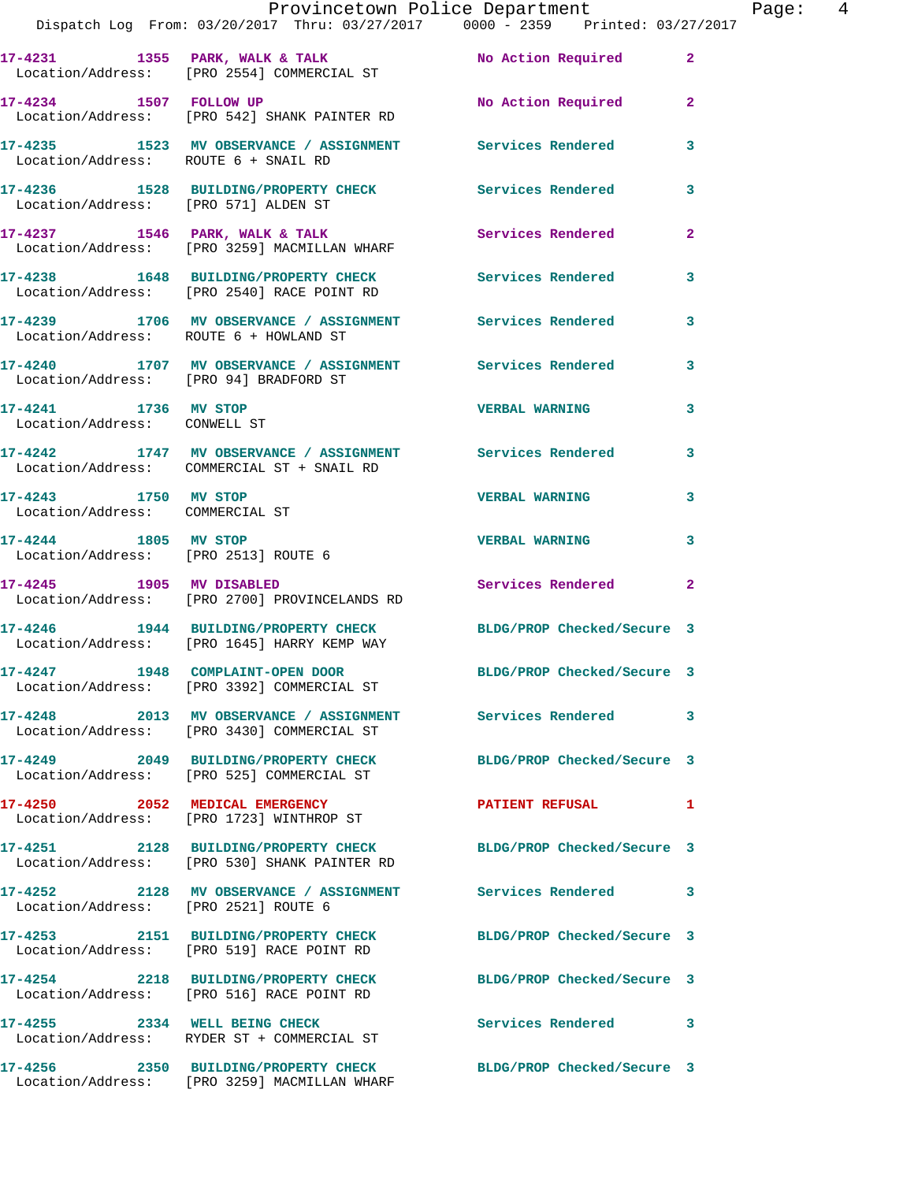| | | | | |
|---|---|---|---|---|
| 17-4231 | 1355 | PARK, WALK & TALK | No Action Required | 2 |
| Location/Address: | [PRO 2554] COMMERCIAL ST | | | |
| 17-4234 | 1507 | FOLLOW UP | No Action Required | 2 |
| Location/Address: | [PRO 542] SHANK PAINTER RD | | | |
| 17-4235 | 1523 | MV OBSERVANCE / ASSIGNMENT | Services Rendered | 3 |
| Location/Address: | ROUTE 6 + SNAIL RD | | | |
| 17-4236 | 1528 | BUILDING/PROPERTY CHECK | Services Rendered | 3 |
| Location/Address: | [PRO 571] ALDEN ST | | | |
| 17-4237 | 1546 | PARK, WALK & TALK | Services Rendered | 2 |
| Location/Address: | [PRO 3259] MACMILLAN WHARF | | | |
| 17-4238 | 1648 | BUILDING/PROPERTY CHECK | Services Rendered | 3 |
| Location/Address: | [PRO 2540] RACE POINT RD | | | |
| 17-4239 | 1706 | MV OBSERVANCE / ASSIGNMENT | Services Rendered | 3 |
| Location/Address: | ROUTE 6 + HOWLAND ST | | | |
| 17-4240 | 1707 | MV OBSERVANCE / ASSIGNMENT | Services Rendered | 3 |
| Location/Address: | [PRO 94] BRADFORD ST | | | |
| 17-4241 | 1736 | MV STOP | VERBAL WARNING | 3 |
| Location/Address: | CONWELL ST | | | |
| 17-4242 | 1747 | MV OBSERVANCE / ASSIGNMENT | Services Rendered | 3 |
| Location/Address: | COMMERCIAL ST + SNAIL RD | | | |
| 17-4243 | 1750 | MV STOP | VERBAL WARNING | 3 |
| Location/Address: | COMMERCIAL ST | | | |
| 17-4244 | 1805 | MV STOP | VERBAL WARNING | 3 |
| Location/Address: | [PRO 2513] ROUTE 6 | | | |
| 17-4245 | 1905 | MV DISABLED | Services Rendered | 2 |
| Location/Address: | [PRO 2700] PROVINCELANDS RD | | | |
| 17-4246 | 1944 | BUILDING/PROPERTY CHECK | BLDG/PROP Checked/Secure | 3 |
| Location/Address: | [PRO 1645] HARRY KEMP WAY | | | |
| 17-4247 | 1948 | COMPLAINT-OPEN DOOR | BLDG/PROP Checked/Secure | 3 |
| Location/Address: | [PRO 3392] COMMERCIAL ST | | | |
| 17-4248 | 2013 | MV OBSERVANCE / ASSIGNMENT | Services Rendered | 3 |
| Location/Address: | [PRO 3430] COMMERCIAL ST | | | |
| 17-4249 | 2049 | BUILDING/PROPERTY CHECK | BLDG/PROP Checked/Secure | 3 |
| Location/Address: | [PRO 525] COMMERCIAL ST | | | |
| 17-4250 | 2052 | MEDICAL EMERGENCY | PATIENT REFUSAL | 1 |
| Location/Address: | [PRO 1723] WINTHROP ST | | | |
| 17-4251 | 2128 | BUILDING/PROPERTY CHECK | BLDG/PROP Checked/Secure | 3 |
| Location/Address: | [PRO 530] SHANK PAINTER RD | | | |
| 17-4252 | 2128 | MV OBSERVANCE / ASSIGNMENT | Services Rendered | 3 |
| Location/Address: | [PRO 2521] ROUTE 6 | | | |
| 17-4253 | 2151 | BUILDING/PROPERTY CHECK | BLDG/PROP Checked/Secure | 3 |
| Location/Address: | [PRO 519] RACE POINT RD | | | |
| 17-4254 | 2218 | BUILDING/PROPERTY CHECK | BLDG/PROP Checked/Secure | 3 |
| Location/Address: | [PRO 516] RACE POINT RD | | | |
| 17-4255 | 2334 | WELL BEING CHECK | Services Rendered | 3 |
| Location/Address: | RYDER ST + COMMERCIAL ST | | | |
| 17-4256 | 2350 | BUILDING/PROPERTY CHECK | BLDG/PROP Checked/Secure | 3 |
| Location/Address: | [PRO 3259] MACMILLAN WHARF | | | |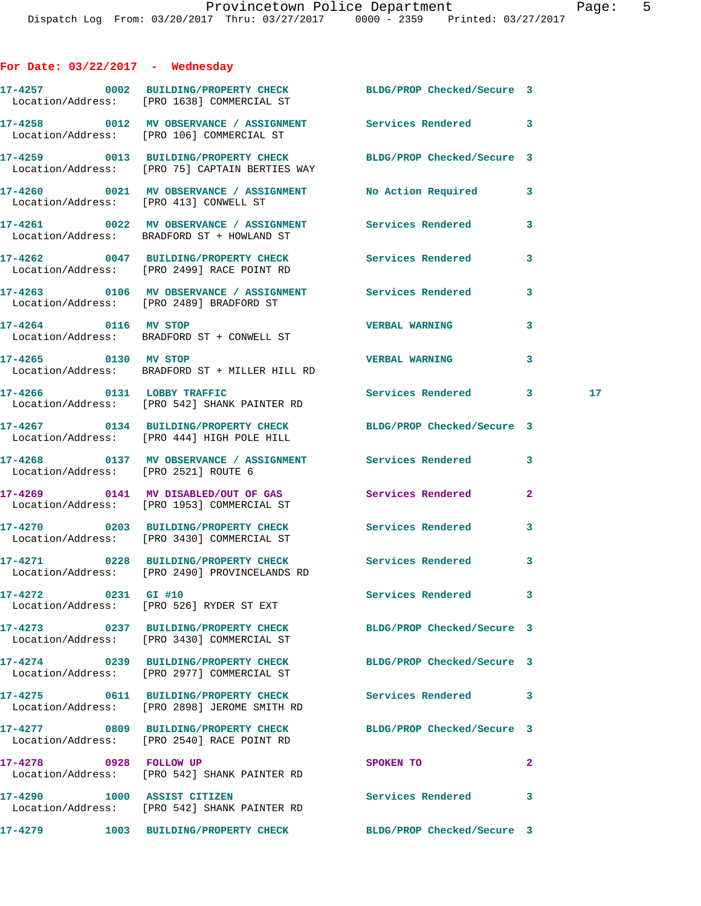**For Date: 03/22/2017 - Wednesday**

| | | | | | |
|---|---|---|---|---|---|
| 17-4257 | 0002 | BUILDING/PROPERTY CHECK | BLDG/PROP Checked/Secure | 3 | |
| Location/Address: | | [PRO 1638] COMMERCIAL ST | | | |
| 17-4258 | 0012 | MV OBSERVANCE / ASSIGNMENT | Services Rendered | 3 | |
| Location/Address: | | [PRO 106] COMMERCIAL ST | | | |
| 17-4259 | 0013 | BUILDING/PROPERTY CHECK | BLDG/PROP Checked/Secure | 3 | |
| Location/Address: | | [PRO 75] CAPTAIN BERTIES WAY | | | |
| 17-4260 | 0021 | MV OBSERVANCE / ASSIGNMENT | No Action Required | 3 | |
| Location/Address: | | [PRO 413] CONWELL ST | | | |
| 17-4261 | 0022 | MV OBSERVANCE / ASSIGNMENT | Services Rendered | 3 | |
| Location/Address: | | BRADFORD ST + HOWLAND ST | | | |
| 17-4262 | 0047 | BUILDING/PROPERTY CHECK | Services Rendered | 3 | |
| Location/Address: | | [PRO 2499] RACE POINT RD | | | |
| 17-4263 | 0106 | MV OBSERVANCE / ASSIGNMENT | Services Rendered | 3 | |
| Location/Address: | | [PRO 2489] BRADFORD ST | | | |
| 17-4264 | 0116 | MV STOP | VERBAL WARNING | 3 | |
| Location/Address: | | BRADFORD ST + CONWELL ST | | | |
| 17-4265 | 0130 | MV STOP | VERBAL WARNING | 3 | |
| Location/Address: | | BRADFORD ST + MILLER HILL RD | | | |
| 17-4266 | 0131 | LOBBY TRAFFIC | Services Rendered | 3 | 17 |
| Location/Address: | | [PRO 542] SHANK PAINTER RD | | | |
| 17-4267 | 0134 | BUILDING/PROPERTY CHECK | BLDG/PROP Checked/Secure | 3 | |
| Location/Address: | | [PRO 444] HIGH POLE HILL | | | |
| 17-4268 | 0137 | MV OBSERVANCE / ASSIGNMENT | Services Rendered | 3 | |
| Location/Address: | | [PRO 2521] ROUTE 6 | | | |
| 17-4269 | 0141 | MV DISABLED/OUT OF GAS | Services Rendered | 2 | |
| Location/Address: | | [PRO 1953] COMMERCIAL ST | | | |
| 17-4270 | 0203 | BUILDING/PROPERTY CHECK | Services Rendered | 3 | |
| Location/Address: | | [PRO 3430] COMMERCIAL ST | | | |
| 17-4271 | 0228 | BUILDING/PROPERTY CHECK | Services Rendered | 3 | |
| Location/Address: | | [PRO 2490] PROVINCELANDS RD | | | |
| 17-4272 | 0231 | GI #10 | Services Rendered | 3 | |
| Location/Address: | | [PRO 526] RYDER ST EXT | | | |
| 17-4273 | 0237 | BUILDING/PROPERTY CHECK | BLDG/PROP Checked/Secure | 3 | |
| Location/Address: | | [PRO 3430] COMMERCIAL ST | | | |
| 17-4274 | 0239 | BUILDING/PROPERTY CHECK | BLDG/PROP Checked/Secure | 3 | |
| Location/Address: | | [PRO 2977] COMMERCIAL ST | | | |
| 17-4275 | 0611 | BUILDING/PROPERTY CHECK | Services Rendered | 3 | |
| Location/Address: | | [PRO 2898] JEROME SMITH RD | | | |
| 17-4277 | 0809 | BUILDING/PROPERTY CHECK | BLDG/PROP Checked/Secure | 3 | |
| Location/Address: | | [PRO 2540] RACE POINT RD | | | |
| 17-4278 | 0928 | FOLLOW UP | SPOKEN TO | 2 | |
| Location/Address: | | [PRO 542] SHANK PAINTER RD | | | |
| 17-4290 | 1000 | ASSIST CITIZEN | Services Rendered | 3 | |
| Location/Address: | | [PRO 542] SHANK PAINTER RD | | | |
| 17-4279 | 1003 | BUILDING/PROPERTY CHECK | BLDG/PROP Checked/Secure | 3 | |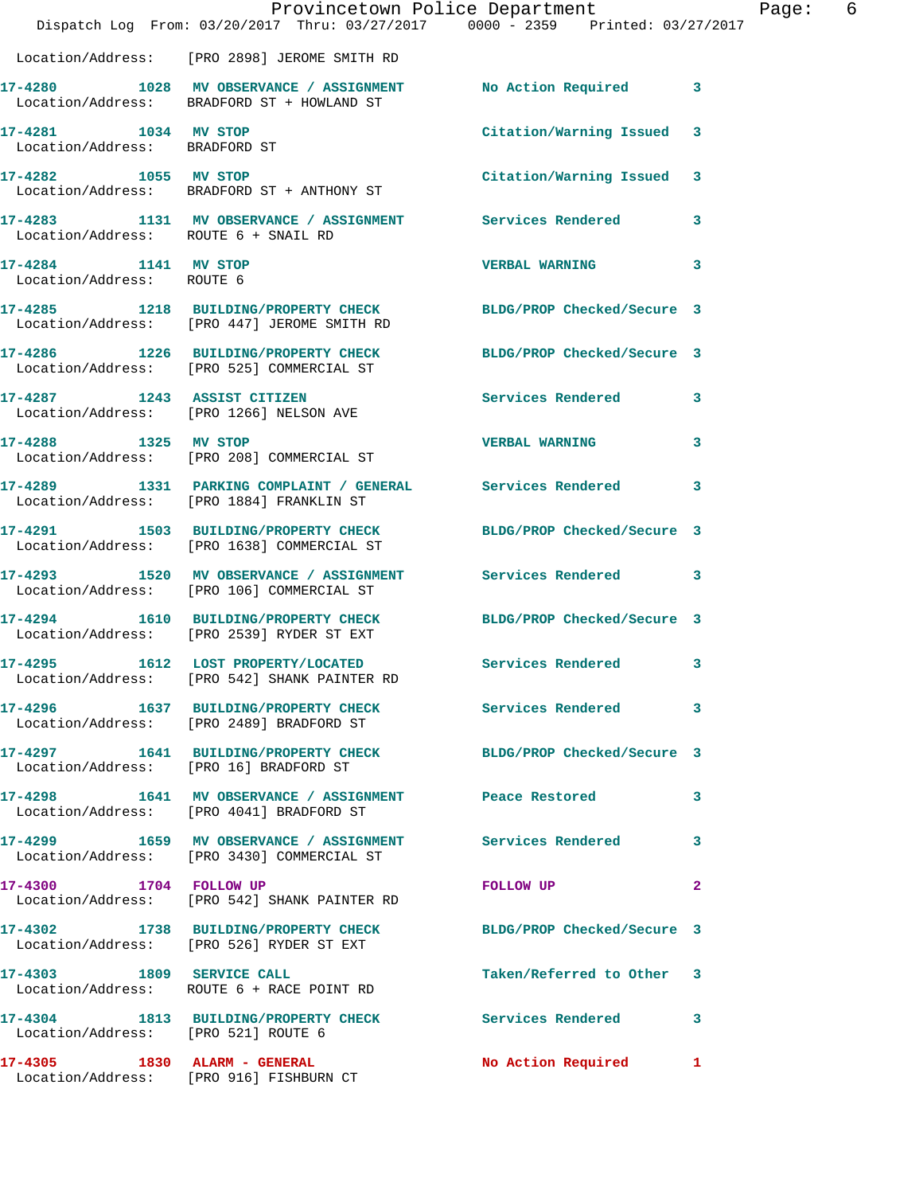Location/Address: [PRO 2898] JEROME SMITH RD

| | | | | |
|---|---|---|---|---|
| 17-4280 | 1028 | MV OBSERVANCE / ASSIGNMENT | No Action Required | 3 |
| Location/Address: | | BRADFORD ST + HOWLAND ST | | |
| 17-4281 | 1034 | MV STOP | Citation/Warning Issued | 3 |
| Location/Address: | | BRADFORD ST | | |
| 17-4282 | 1055 | MV STOP | Citation/Warning Issued | 3 |
| Location/Address: | | BRADFORD ST + ANTHONY ST | | |
| 17-4283 | 1131 | MV OBSERVANCE / ASSIGNMENT | Services Rendered | 3 |
| Location/Address: | | ROUTE 6 + SNAIL RD | | |
| 17-4284 | 1141 | MV STOP | VERBAL WARNING | 3 |
| Location/Address: | | ROUTE 6 | | |
| 17-4285 | 1218 | BUILDING/PROPERTY CHECK | BLDG/PROP Checked/Secure | 3 |
| Location/Address: | | [PRO 447] JEROME SMITH RD | | |
| 17-4286 | 1226 | BUILDING/PROPERTY CHECK | BLDG/PROP Checked/Secure | 3 |
| Location/Address: | | [PRO 525] COMMERCIAL ST | | |
| 17-4287 | 1243 | ASSIST CITIZEN | Services Rendered | 3 |
| Location/Address: | | [PRO 1266] NELSON AVE | | |
| 17-4288 | 1325 | MV STOP | VERBAL WARNING | 3 |
| Location/Address: | | [PRO 208] COMMERCIAL ST | | |
| 17-4289 | 1331 | PARKING COMPLAINT / GENERAL | Services Rendered | 3 |
| Location/Address: | | [PRO 1884] FRANKLIN ST | | |
| 17-4291 | 1503 | BUILDING/PROPERTY CHECK | BLDG/PROP Checked/Secure | 3 |
| Location/Address: | | [PRO 1638] COMMERCIAL ST | | |
| 17-4293 | 1520 | MV OBSERVANCE / ASSIGNMENT | Services Rendered | 3 |
| Location/Address: | | [PRO 106] COMMERCIAL ST | | |
| 17-4294 | 1610 | BUILDING/PROPERTY CHECK | BLDG/PROP Checked/Secure | 3 |
| Location/Address: | | [PRO 2539] RYDER ST EXT | | |
| 17-4295 | 1612 | LOST PROPERTY/LOCATED | Services Rendered | 3 |
| Location/Address: | | [PRO 542] SHANK PAINTER RD | | |
| 17-4296 | 1637 | BUILDING/PROPERTY CHECK | Services Rendered | 3 |
| Location/Address: | | [PRO 2489] BRADFORD ST | | |
| 17-4297 | 1641 | BUILDING/PROPERTY CHECK | BLDG/PROP Checked/Secure | 3 |
| Location/Address: | | [PRO 16] BRADFORD ST | | |
| 17-4298 | 1641 | MV OBSERVANCE / ASSIGNMENT | Peace Restored | 3 |
| Location/Address: | | [PRO 4041] BRADFORD ST | | |
| 17-4299 | 1659 | MV OBSERVANCE / ASSIGNMENT | Services Rendered | 3 |
| Location/Address: | | [PRO 3430] COMMERCIAL ST | | |
| 17-4300 | 1704 | FOLLOW UP | FOLLOW UP | 2 |
| Location/Address: | | [PRO 542] SHANK PAINTER RD | | |
| 17-4302 | 1738 | BUILDING/PROPERTY CHECK | BLDG/PROP Checked/Secure | 3 |
| Location/Address: | | [PRO 526] RYDER ST EXT | | |
| 17-4303 | 1809 | SERVICE CALL | Taken/Referred to Other | 3 |
| Location/Address: | | ROUTE 6 + RACE POINT RD | | |
| 17-4304 | 1813 | BUILDING/PROPERTY CHECK | Services Rendered | 3 |
| Location/Address: | | [PRO 521] ROUTE 6 | | |
| 17-4305 | 1830 | ALARM - GENERAL | No Action Required | 1 |
| Location/Address: | | [PRO 916] FISHBURN CT | | |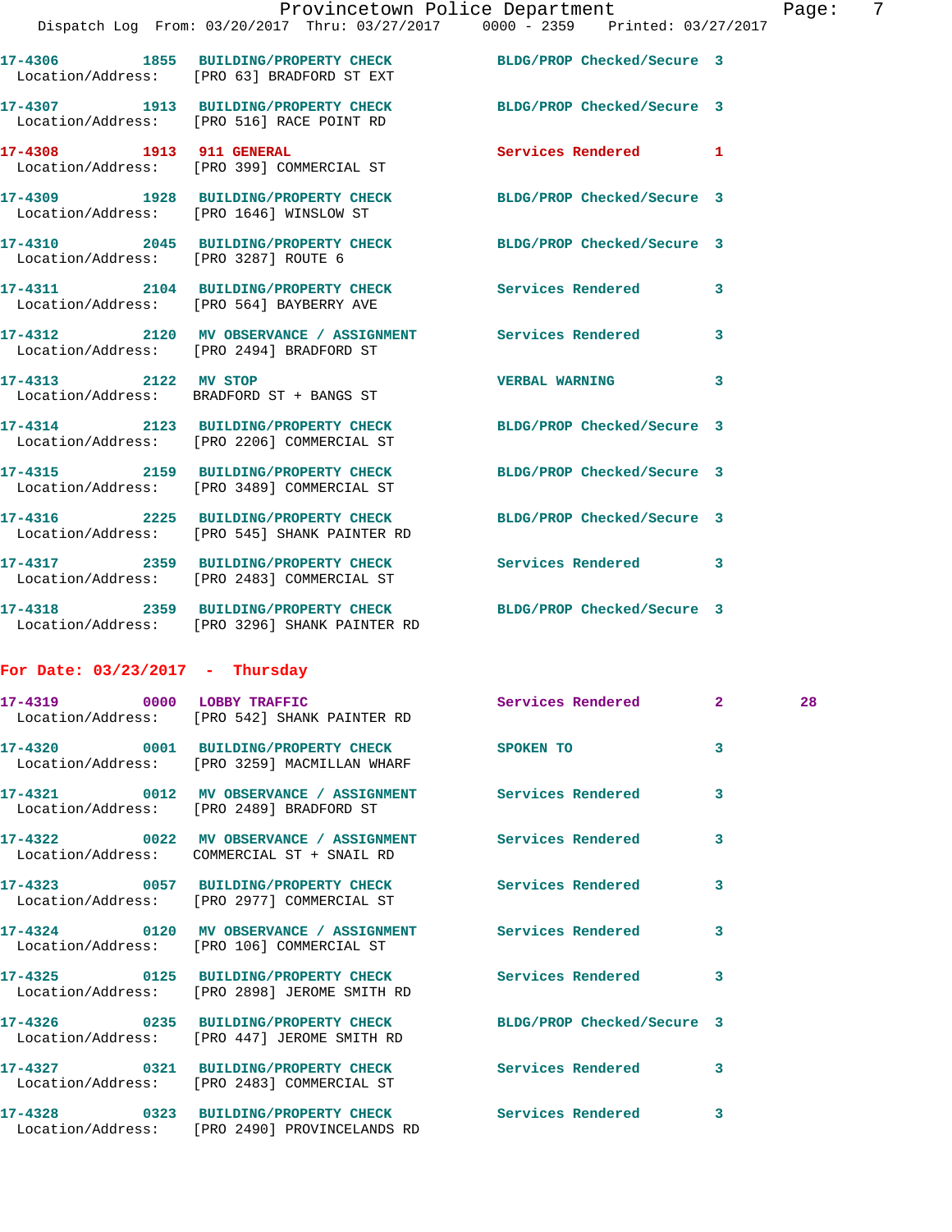17-4306 1855 BUILDING/PROPERTY CHECK BLDG/PROP Checked/Secure 3
Location/Address: [PRO 63] BRADFORD ST EXT

17-4307 1913 BUILDING/PROPERTY CHECK BLDG/PROP Checked/Secure 3
Location/Address: [PRO 516] RACE POINT RD

17-4308 1913 911 GENERAL Services Rendered 1
Location/Address: [PRO 399] COMMERCIAL ST

17-4309 1928 BUILDING/PROPERTY CHECK BLDG/PROP Checked/Secure 3
Location/Address: [PRO 1646] WINSLOW ST

17-4310 2045 BUILDING/PROPERTY CHECK BLDG/PROP Checked/Secure 3
Location/Address: [PRO 3287] ROUTE 6

17-4311 2104 BUILDING/PROPERTY CHECK Services Rendered 3
Location/Address: [PRO 564] BAYBERRY AVE

17-4312 2120 MV OBSERVANCE / ASSIGNMENT Services Rendered 3
Location/Address: [PRO 2494] BRADFORD ST

17-4313 2122 MV STOP VERBAL WARNING 3
Location/Address: BRADFORD ST + BANGS ST

17-4314 2123 BUILDING/PROPERTY CHECK BLDG/PROP Checked/Secure 3
Location/Address: [PRO 2206] COMMERCIAL ST

17-4315 2159 BUILDING/PROPERTY CHECK BLDG/PROP Checked/Secure 3
Location/Address: [PRO 3489] COMMERCIAL ST

17-4316 2225 BUILDING/PROPERTY CHECK BLDG/PROP Checked/Secure 3
Location/Address: [PRO 545] SHANK PAINTER RD

17-4317 2359 BUILDING/PROPERTY CHECK Services Rendered 3
Location/Address: [PRO 2483] COMMERCIAL ST

17-4318 2359 BUILDING/PROPERTY CHECK BLDG/PROP Checked/Secure 3
Location/Address: [PRO 3296] SHANK PAINTER RD

**For Date: 03/23/2017 - Thursday**

17-4319 0000 LOBBY TRAFFIC Services Rendered 2 28
Location/Address: [PRO 542] SHANK PAINTER RD

17-4320 0001 BUILDING/PROPERTY CHECK SPOKEN TO 3
Location/Address: [PRO 3259] MACMILLAN WHARF

17-4321 0012 MV OBSERVANCE / ASSIGNMENT Services Rendered 3
Location/Address: [PRO 2489] BRADFORD ST

17-4322 0022 MV OBSERVANCE / ASSIGNMENT Services Rendered 3
Location/Address: COMMERCIAL ST + SNAIL RD

17-4323 0057 BUILDING/PROPERTY CHECK Services Rendered 3
Location/Address: [PRO 2977] COMMERCIAL ST

17-4324 0120 MV OBSERVANCE / ASSIGNMENT Services Rendered 3
Location/Address: [PRO 106] COMMERCIAL ST

17-4325 0125 BUILDING/PROPERTY CHECK Services Rendered 3
Location/Address: [PRO 2898] JEROME SMITH RD

17-4326 0235 BUILDING/PROPERTY CHECK BLDG/PROP Checked/Secure 3
Location/Address: [PRO 447] JEROME SMITH RD

17-4327 0321 BUILDING/PROPERTY CHECK Services Rendered 3
Location/Address: [PRO 2483] COMMERCIAL ST

17-4328 0323 BUILDING/PROPERTY CHECK Services Rendered 3
Location/Address: [PRO 2490] PROVINCELANDS RD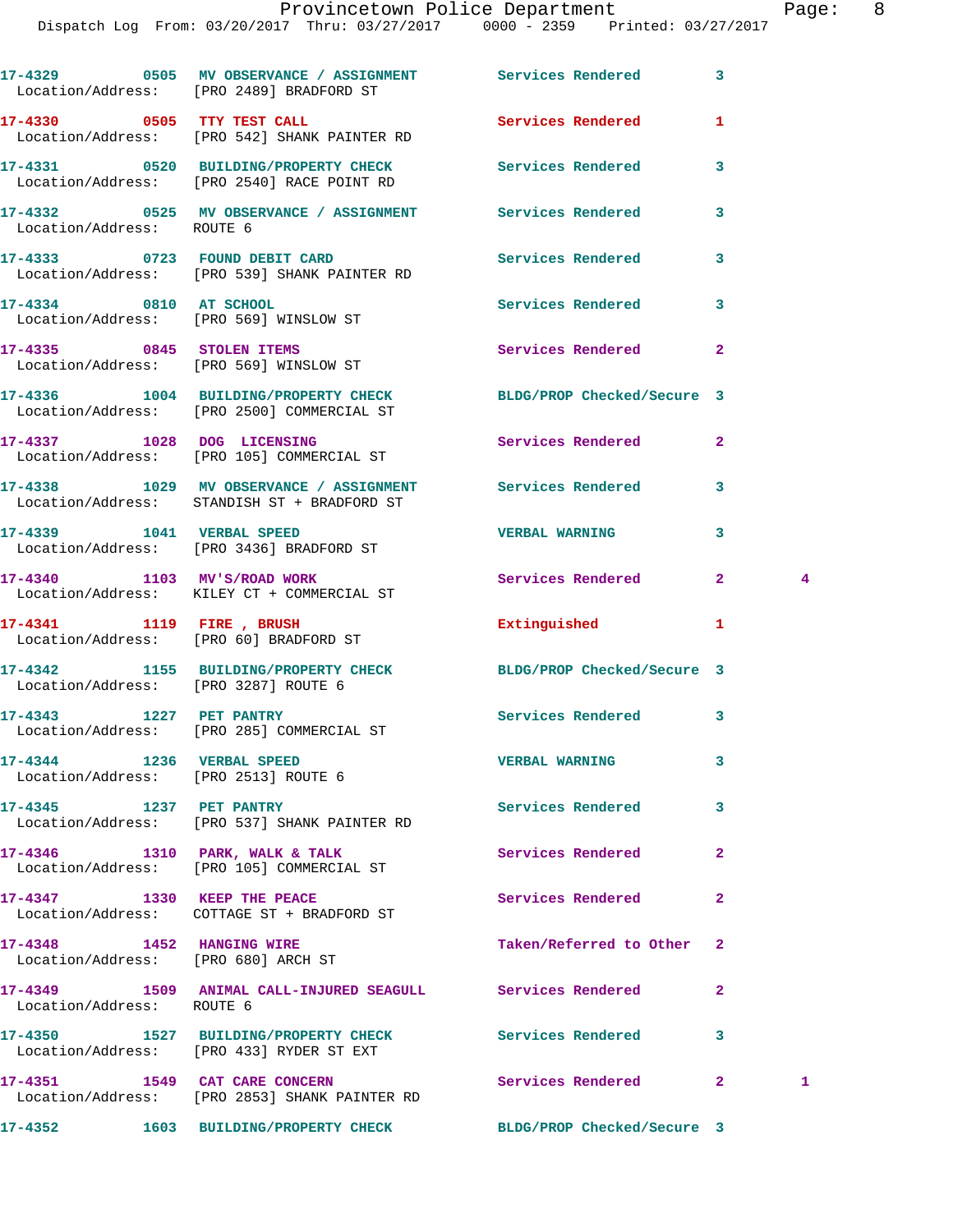17-4329 0505 MV OBSERVANCE / ASSIGNMENT Services Rendered 3
Location/Address: [PRO 2489] BRADFORD ST

17-4330 0505 TTY TEST CALL Services Rendered 1
Location/Address: [PRO 542] SHANK PAINTER RD

17-4331 0520 BUILDING/PROPERTY CHECK Services Rendered 3
Location/Address: [PRO 2540] RACE POINT RD

17-4332 0525 MV OBSERVANCE / ASSIGNMENT Services Rendered 3
Location/Address: ROUTE 6

17-4333 0723 FOUND DEBIT CARD Services Rendered 3
Location/Address: [PRO 539] SHANK PAINTER RD

17-4334 0810 AT SCHOOL Services Rendered 3
Location/Address: [PRO 569] WINSLOW ST

17-4335 0845 STOLEN ITEMS Services Rendered 2
Location/Address: [PRO 569] WINSLOW ST

17-4336 1004 BUILDING/PROPERTY CHECK BLDG/PROP Checked/Secure 3
Location/Address: [PRO 2500] COMMERCIAL ST

17-4337 1028 DOG LICENSING Services Rendered 2
Location/Address: [PRO 105] COMMERCIAL ST

17-4338 1029 MV OBSERVANCE / ASSIGNMENT Services Rendered 3
Location/Address: STANDISH ST + BRADFORD ST

17-4339 1041 VERBAL SPEED VERBAL WARNING 3
Location/Address: [PRO 3436] BRADFORD ST

17-4340 1103 MV'S/ROAD WORK Services Rendered 2 4
Location/Address: KILEY CT + COMMERCIAL ST

17-4341 1119 FIRE , BRUSH Extinguished 1
Location/Address: [PRO 60] BRADFORD ST

17-4342 1155 BUILDING/PROPERTY CHECK BLDG/PROP Checked/Secure 3
Location/Address: [PRO 3287] ROUTE 6

17-4343 1227 PET PANTRY Services Rendered 3
Location/Address: [PRO 285] COMMERCIAL ST

17-4344 1236 VERBAL SPEED VERBAL WARNING 3
Location/Address: [PRO 2513] ROUTE 6

17-4345 1237 PET PANTRY Services Rendered 3
Location/Address: [PRO 537] SHANK PAINTER RD

17-4346 1310 PARK, WALK & TALK Services Rendered 2
Location/Address: [PRO 105] COMMERCIAL ST

17-4347 1330 KEEP THE PEACE Services Rendered 2
Location/Address: COTTAGE ST + BRADFORD ST

17-4348 1452 HANGING WIRE Taken/Referred to Other 2
Location/Address: [PRO 680] ARCH ST

17-4349 1509 ANIMAL CALL-INJURED SEAGULL Services Rendered 2
Location/Address: ROUTE 6

17-4350 1527 BUILDING/PROPERTY CHECK Services Rendered 3
Location/Address: [PRO 433] RYDER ST EXT

17-4351 1549 CAT CARE CONCERN Services Rendered 2 1
Location/Address: [PRO 2853] SHANK PAINTER RD

17-4352 1603 BUILDING/PROPERTY CHECK BLDG/PROP Checked/Secure 3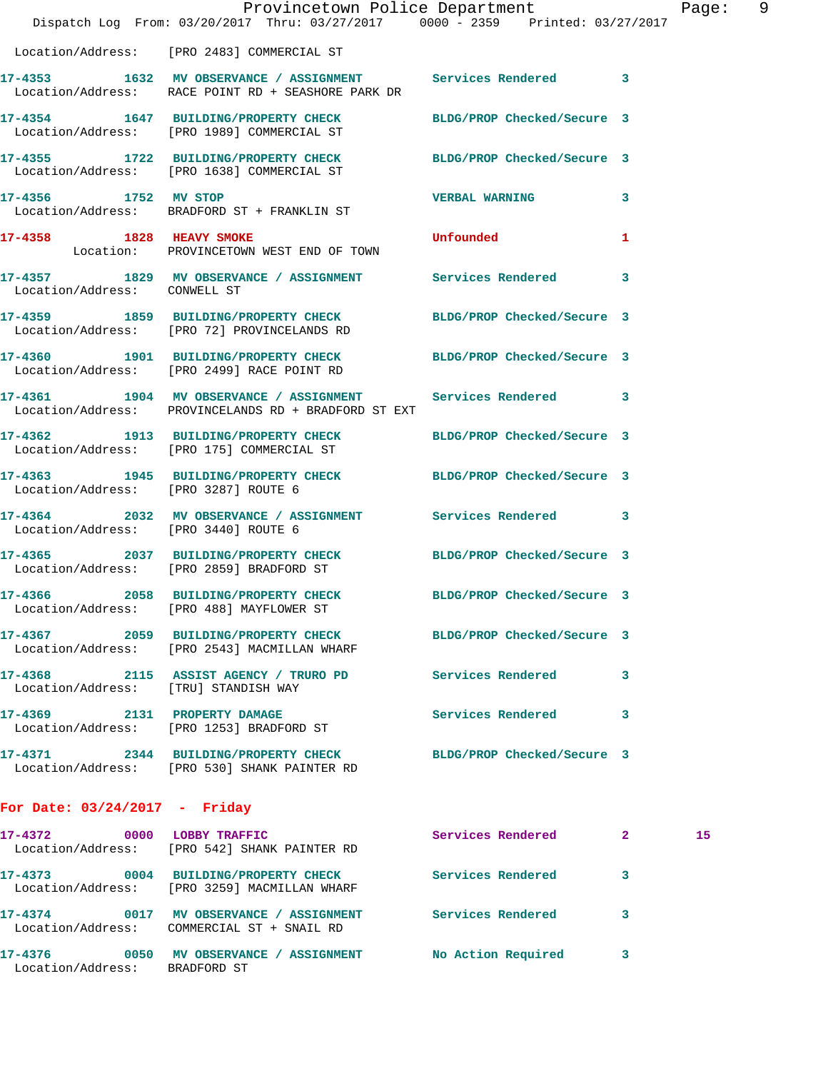Location/Address: [PRO 2483] COMMERCIAL ST

**17-4353** 1632 **MV OBSERVANCE / ASSIGNMENT** Services Rendered 3
Location/Address: RACE POINT RD + SEASHORE PARK DR

**17-4354** 1647 **BUILDING/PROPERTY CHECK** BLDG/PROP Checked/Secure 3
Location/Address: [PRO 1989] COMMERCIAL ST

**17-4355** 1722 **BUILDING/PROPERTY CHECK** BLDG/PROP Checked/Secure 3
Location/Address: [PRO 1638] COMMERCIAL ST

**17-4356** 1752 **MV STOP** VERBAL WARNING 3
Location/Address: BRADFORD ST + FRANKLIN ST

**17-4358** 1828 **HEAVY SMOKE** Unfounded 1
Location: PROVINCETOWN WEST END OF TOWN

**17-4357** 1829 **MV OBSERVANCE / ASSIGNMENT** Services Rendered 3
Location/Address: CONWELL ST

**17-4359** 1859 **BUILDING/PROPERTY CHECK** BLDG/PROP Checked/Secure 3
Location/Address: [PRO 72] PROVINCELANDS RD

**17-4360** 1901 **BUILDING/PROPERTY CHECK** BLDG/PROP Checked/Secure 3
Location/Address: [PRO 2499] RACE POINT RD

**17-4361** 1904 **MV OBSERVANCE / ASSIGNMENT** Services Rendered 3
Location/Address: PROVINCELANDS RD + BRADFORD ST EXT

**17-4362** 1913 **BUILDING/PROPERTY CHECK** BLDG/PROP Checked/Secure 3
Location/Address: [PRO 175] COMMERCIAL ST

**17-4363** 1945 **BUILDING/PROPERTY CHECK** BLDG/PROP Checked/Secure 3
Location/Address: [PRO 3287] ROUTE 6

**17-4364** 2032 **MV OBSERVANCE / ASSIGNMENT** Services Rendered 3
Location/Address: [PRO 3440] ROUTE 6

**17-4365** 2037 **BUILDING/PROPERTY CHECK** BLDG/PROP Checked/Secure 3
Location/Address: [PRO 2859] BRADFORD ST

**17-4366** 2058 **BUILDING/PROPERTY CHECK** BLDG/PROP Checked/Secure 3
Location/Address: [PRO 488] MAYFLOWER ST

**17-4367** 2059 **BUILDING/PROPERTY CHECK** BLDG/PROP Checked/Secure 3
Location/Address: [PRO 2543] MACMILLAN WHARF

**17-4368** 2115 **ASSIST AGENCY / TRURO PD** Services Rendered 3
Location/Address: [TRU] STANDISH WAY

**17-4369** 2131 **PROPERTY DAMAGE** Services Rendered 3
Location/Address: [PRO 1253] BRADFORD ST

**17-4371** 2344 **BUILDING/PROPERTY CHECK** BLDG/PROP Checked/Secure 3
Location/Address: [PRO 530] SHANK PAINTER RD

## For Date: 03/24/2017 - Friday

**17-4372** 0000 **LOBBY TRAFFIC** Services Rendered 2 15
Location/Address: [PRO 542] SHANK PAINTER RD

**17-4373** 0004 **BUILDING/PROPERTY CHECK** Services Rendered 3
Location/Address: [PRO 3259] MACMILLAN WHARF

**17-4374** 0017 **MV OBSERVANCE / ASSIGNMENT** Services Rendered 3
Location/Address: COMMERCIAL ST + SNAIL RD

**17-4376** 0050 **MV OBSERVANCE / ASSIGNMENT** No Action Required 3
Location/Address: BRADFORD ST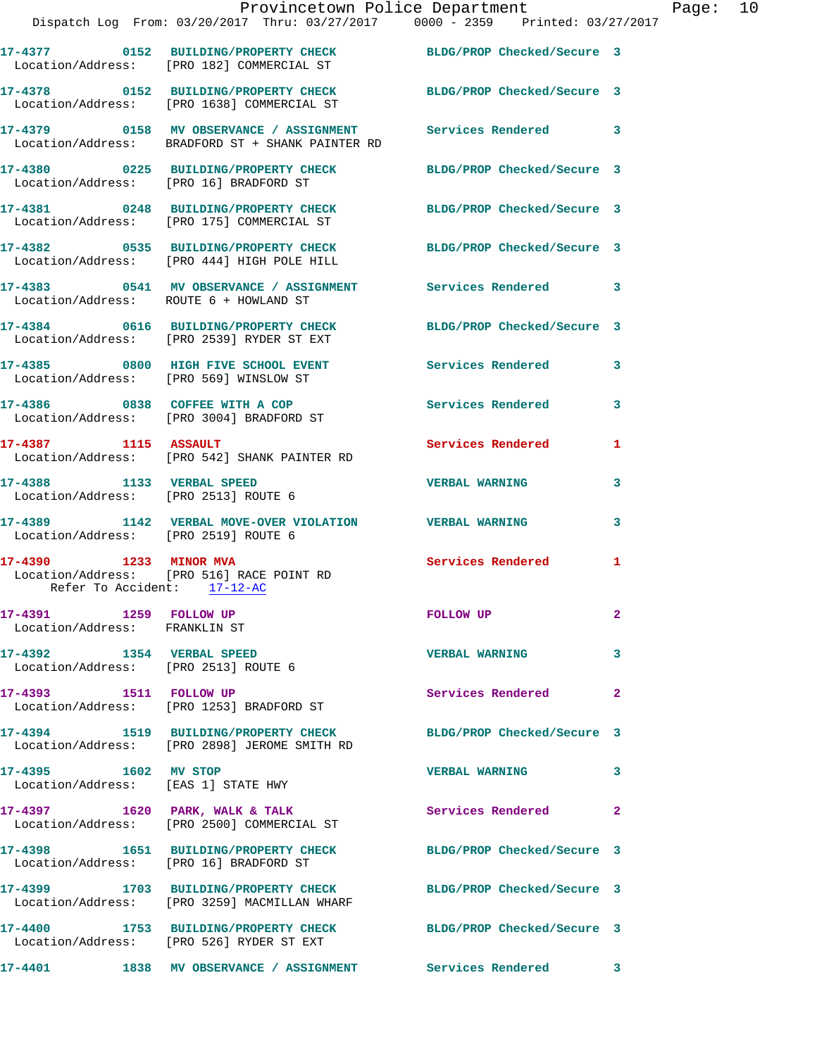17-4377 0152 BUILDING/PROPERTY CHECK BLDG/PROP Checked/Secure 3
Location/Address: [PRO 182] COMMERCIAL ST

17-4378 0152 BUILDING/PROPERTY CHECK BLDG/PROP Checked/Secure 3
Location/Address: [PRO 1638] COMMERCIAL ST

17-4379 0158 MV OBSERVANCE / ASSIGNMENT Services Rendered 3
Location/Address: BRADFORD ST + SHANK PAINTER RD

17-4380 0225 BUILDING/PROPERTY CHECK BLDG/PROP Checked/Secure 3
Location/Address: [PRO 16] BRADFORD ST

17-4381 0248 BUILDING/PROPERTY CHECK BLDG/PROP Checked/Secure 3
Location/Address: [PRO 175] COMMERCIAL ST

17-4382 0535 BUILDING/PROPERTY CHECK BLDG/PROP Checked/Secure 3
Location/Address: [PRO 444] HIGH POLE HILL

17-4383 0541 MV OBSERVANCE / ASSIGNMENT Services Rendered 3
Location/Address: ROUTE 6 + HOWLAND ST

17-4384 0616 BUILDING/PROPERTY CHECK BLDG/PROP Checked/Secure 3
Location/Address: [PRO 2539] RYDER ST EXT

17-4385 0800 HIGH FIVE SCHOOL EVENT Services Rendered 3
Location/Address: [PRO 569] WINSLOW ST

17-4386 0838 COFFEE WITH A COP Services Rendered 3
Location/Address: [PRO 3004] BRADFORD ST

17-4387 1115 ASSAULT Services Rendered 1
Location/Address: [PRO 542] SHANK PAINTER RD

17-4388 1133 VERBAL SPEED VERBAL WARNING 3
Location/Address: [PRO 2513] ROUTE 6

17-4389 1142 VERBAL MOVE-OVER VIOLATION VERBAL WARNING 3
Location/Address: [PRO 2519] ROUTE 6

17-4390 1233 MINOR MVA Services Rendered 1
Location/Address: [PRO 516] RACE POINT RD
Refer To Accident: 17-12-AC

17-4391 1259 FOLLOW UP FOLLOW UP 2
Location/Address: FRANKLIN ST

17-4392 1354 VERBAL SPEED VERBAL WARNING 3
Location/Address: [PRO 2513] ROUTE 6

17-4393 1511 FOLLOW UP Services Rendered 2
Location/Address: [PRO 1253] BRADFORD ST

17-4394 1519 BUILDING/PROPERTY CHECK BLDG/PROP Checked/Secure 3
Location/Address: [PRO 2898] JEROME SMITH RD

17-4395 1602 MV STOP VERBAL WARNING 3
Location/Address: [EAS 1] STATE HWY

17-4397 1620 PARK, WALK & TALK Services Rendered 2
Location/Address: [PRO 2500] COMMERCIAL ST

17-4398 1651 BUILDING/PROPERTY CHECK BLDG/PROP Checked/Secure 3
Location/Address: [PRO 16] BRADFORD ST

17-4399 1703 BUILDING/PROPERTY CHECK BLDG/PROP Checked/Secure 3
Location/Address: [PRO 3259] MACMILLAN WHARF

17-4400 1753 BUILDING/PROPERTY CHECK BLDG/PROP Checked/Secure 3
Location/Address: [PRO 526] RYDER ST EXT

17-4401 1838 MV OBSERVANCE / ASSIGNMENT Services Rendered 3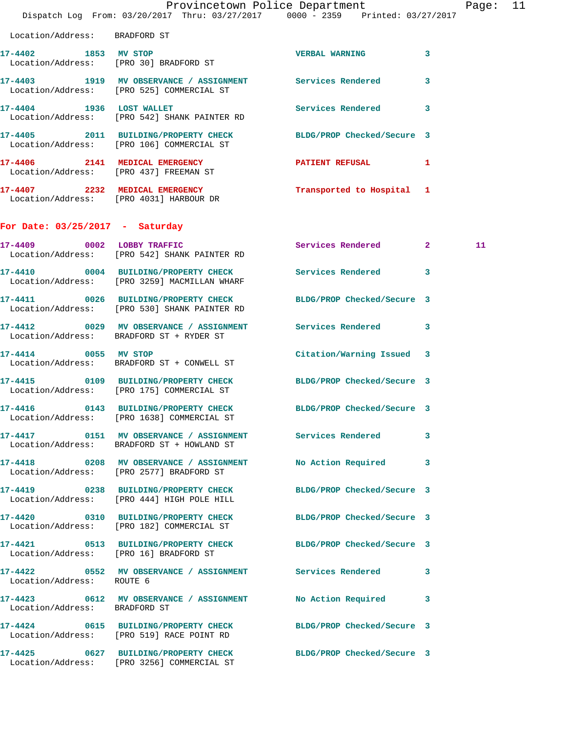Location/Address: BRADFORD ST

| | | | | | |
|---|---|---|---|---|---|
| 17-4402 | 1853 | MV STOP | VERBAL WARNING | 3 | |
| Location/Address: | | [PRO 30] BRADFORD ST | | | |
| 17-4403 | 1919 | MV OBSERVANCE / ASSIGNMENT | Services Rendered | 3 | |
| Location/Address: | | [PRO 525] COMMERCIAL ST | | | |
| 17-4404 | 1936 | LOST WALLET | Services Rendered | 3 | |
| Location/Address: | | [PRO 542] SHANK PAINTER RD | | | |
| 17-4405 | 2011 | BUILDING/PROPERTY CHECK | BLDG/PROP Checked/Secure | 3 | |
| Location/Address: | | [PRO 106] COMMERCIAL ST | | | |
| 17-4406 | 2141 | MEDICAL EMERGENCY | PATIENT REFUSAL | 1 | |
| Location/Address: | | [PRO 437] FREEMAN ST | | | |
| 17-4407 | 2232 | MEDICAL EMERGENCY | Transported to Hospital | 1 | |
| Location/Address: | | [PRO 4031] HARBOUR DR | | | |

## For Date: 03/25/2017 - Saturday

| | | | | | |
|---|---|---|---|---|---|
| 17-4409 | 0002 | LOBBY TRAFFIC | Services Rendered | 2 | 11 |
| Location/Address: | | [PRO 542] SHANK PAINTER RD | | | |
| 17-4410 | 0004 | BUILDING/PROPERTY CHECK | Services Rendered | 3 | |
| Location/Address: | | [PRO 3259] MACMILLAN WHARF | | | |
| 17-4411 | 0026 | BUILDING/PROPERTY CHECK | BLDG/PROP Checked/Secure | 3 | |
| Location/Address: | | [PRO 530] SHANK PAINTER RD | | | |
| 17-4412 | 0029 | MV OBSERVANCE / ASSIGNMENT | Services Rendered | 3 | |
| Location/Address: | | BRADFORD ST + RYDER ST | | | |
| 17-4414 | 0055 | MV STOP | Citation/Warning Issued | 3 | |
| Location/Address: | | BRADFORD ST + CONWELL ST | | | |
| 17-4415 | 0109 | BUILDING/PROPERTY CHECK | BLDG/PROP Checked/Secure | 3 | |
| Location/Address: | | [PRO 175] COMMERCIAL ST | | | |
| 17-4416 | 0143 | BUILDING/PROPERTY CHECK | BLDG/PROP Checked/Secure | 3 | |
| Location/Address: | | [PRO 1638] COMMERCIAL ST | | | |
| 17-4417 | 0151 | MV OBSERVANCE / ASSIGNMENT | Services Rendered | 3 | |
| Location/Address: | | BRADFORD ST + HOWLAND ST | | | |
| 17-4418 | 0208 | MV OBSERVANCE / ASSIGNMENT | No Action Required | 3 | |
| Location/Address: | | [PRO 2577] BRADFORD ST | | | |
| 17-4419 | 0238 | BUILDING/PROPERTY CHECK | BLDG/PROP Checked/Secure | 3 | |
| Location/Address: | | [PRO 444] HIGH POLE HILL | | | |
| 17-4420 | 0310 | BUILDING/PROPERTY CHECK | BLDG/PROP Checked/Secure | 3 | |
| Location/Address: | | [PRO 182] COMMERCIAL ST | | | |
| 17-4421 | 0513 | BUILDING/PROPERTY CHECK | BLDG/PROP Checked/Secure | 3 | |
| Location/Address: | | [PRO 16] BRADFORD ST | | | |
| 17-4422 | 0552 | MV OBSERVANCE / ASSIGNMENT | Services Rendered | 3 | |
| Location/Address: | | ROUTE 6 | | | |
| 17-4423 | 0612 | MV OBSERVANCE / ASSIGNMENT | No Action Required | 3 | |
| Location/Address: | | BRADFORD ST | | | |
| 17-4424 | 0615 | BUILDING/PROPERTY CHECK | BLDG/PROP Checked/Secure | 3 | |
| Location/Address: | | [PRO 519] RACE POINT RD | | | |
| 17-4425 | 0627 | BUILDING/PROPERTY CHECK | BLDG/PROP Checked/Secure | 3 | |
| Location/Address: | | [PRO 3256] COMMERCIAL ST | | | |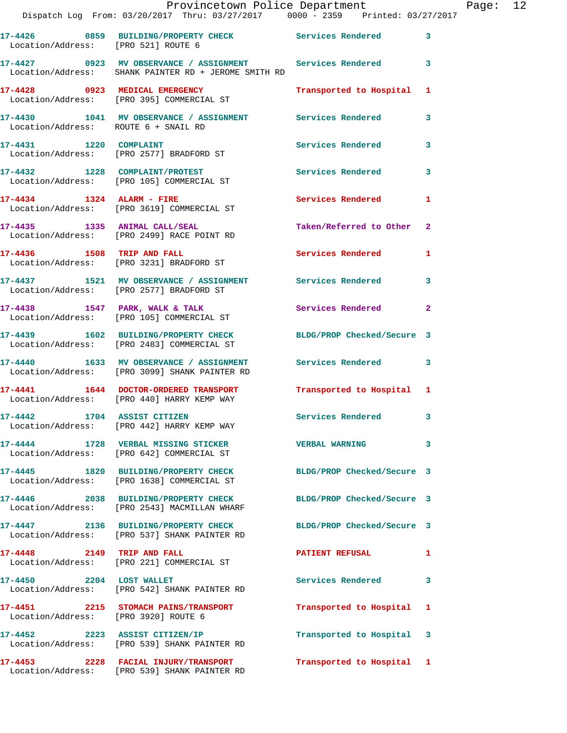17-4426 0859 BUILDING/PROPERTY CHECK Services Rendered 3
Location/Address: [PRO 521] ROUTE 6

17-4427 0923 MV OBSERVANCE / ASSIGNMENT Services Rendered 3
Location/Address: SHANK PAINTER RD + JEROME SMITH RD

17-4428 0923 MEDICAL EMERGENCY Transported to Hospital 1
Location/Address: [PRO 395] COMMERCIAL ST

17-4430 1041 MV OBSERVANCE / ASSIGNMENT Services Rendered 3
Location/Address: ROUTE 6 + SNAIL RD

17-4431 1220 COMPLAINT Services Rendered 3
Location/Address: [PRO 2577] BRADFORD ST

17-4432 1228 COMPLAINT/PROTEST Services Rendered 3
Location/Address: [PRO 105] COMMERCIAL ST

17-4434 1324 ALARM - FIRE Services Rendered 1
Location/Address: [PRO 3619] COMMERCIAL ST

17-4435 1335 ANIMAL CALL/SEAL Taken/Referred to Other 2
Location/Address: [PRO 2499] RACE POINT RD

17-4436 1508 TRIP AND FALL Services Rendered 1
Location/Address: [PRO 3231] BRADFORD ST

17-4437 1521 MV OBSERVANCE / ASSIGNMENT Services Rendered 3
Location/Address: [PRO 2577] BRADFORD ST

17-4438 1547 PARK, WALK & TALK Services Rendered 2
Location/Address: [PRO 105] COMMERCIAL ST

17-4439 1602 BUILDING/PROPERTY CHECK BLDG/PROP Checked/Secure 3
Location/Address: [PRO 2483] COMMERCIAL ST

17-4440 1633 MV OBSERVANCE / ASSIGNMENT Services Rendered 3
Location/Address: [PRO 3099] SHANK PAINTER RD

17-4441 1644 DOCTOR-ORDERED TRANSPORT Transported to Hospital 1
Location/Address: [PRO 440] HARRY KEMP WAY

17-4442 1704 ASSIST CITIZEN Services Rendered 3
Location/Address: [PRO 442] HARRY KEMP WAY

17-4444 1728 VERBAL MISSING STICKER VERBAL WARNING 3
Location/Address: [PRO 642] COMMERCIAL ST

17-4445 1820 BUILDING/PROPERTY CHECK BLDG/PROP Checked/Secure 3
Location/Address: [PRO 1638] COMMERCIAL ST

17-4446 2038 BUILDING/PROPERTY CHECK BLDG/PROP Checked/Secure 3
Location/Address: [PRO 2543] MACMILLAN WHARF

17-4447 2136 BUILDING/PROPERTY CHECK BLDG/PROP Checked/Secure 3
Location/Address: [PRO 537] SHANK PAINTER RD

17-4448 2149 TRIP AND FALL PATIENT REFUSAL 1
Location/Address: [PRO 221] COMMERCIAL ST

17-4450 2204 LOST WALLET Services Rendered 3
Location/Address: [PRO 542] SHANK PAINTER RD

17-4451 2215 STOMACH PAINS/TRANSPORT Transported to Hospital 1
Location/Address: [PRO 3920] ROUTE 6

17-4452 2223 ASSIST CITIZEN/IP Transported to Hospital 3
Location/Address: [PRO 539] SHANK PAINTER RD

17-4453 2228 FACIAL INJURY/TRANSPORT Transported to Hospital 1
Location/Address: [PRO 539] SHANK PAINTER RD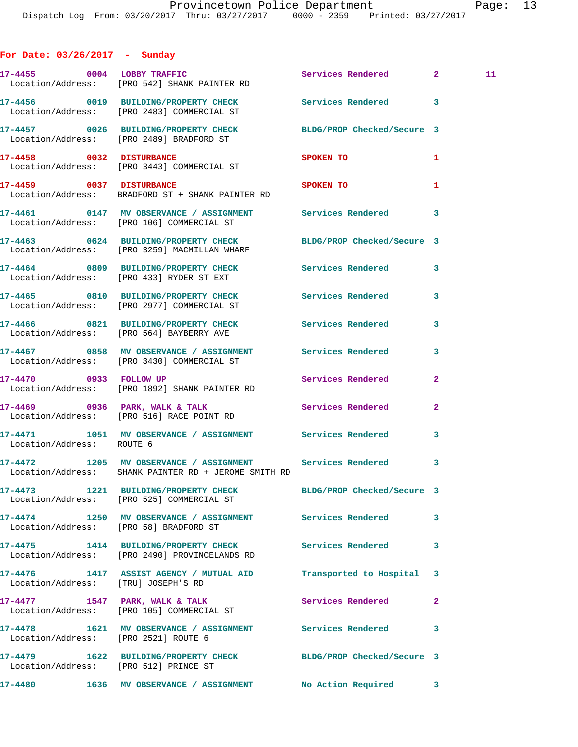**For Date: 03/26/2017 - Sunday**

```
17-4455        0004  LOBBY TRAFFIC                  Services Rendered        2         11
  Location/Address:    [PRO 542] SHANK PAINTER RD

17-4456        0019  BUILDING/PROPERTY CHECK        Services Rendered        3
  Location/Address:    [PRO 2483] COMMERCIAL ST

17-4457        0026  BUILDING/PROPERTY CHECK        BLDG/PROP Checked/Secure 3
  Location/Address:    [PRO 2489] BRADFORD ST

17-4458        0032  DISTURBANCE                    SPOKEN TO                1
  Location/Address:    [PRO 3443] COMMERCIAL ST

17-4459        0037  DISTURBANCE                    SPOKEN TO                1
  Location/Address:    BRADFORD ST + SHANK PAINTER RD

17-4461        0147  MV OBSERVANCE / ASSIGNMENT     Services Rendered        3
  Location/Address:    [PRO 106] COMMERCIAL ST

17-4463        0624  BUILDING/PROPERTY CHECK        BLDG/PROP Checked/Secure 3
  Location/Address:    [PRO 3259] MACMILLAN WHARF

17-4464        0809  BUILDING/PROPERTY CHECK        Services Rendered        3
  Location/Address:    [PRO 433] RYDER ST EXT

17-4465        0810  BUILDING/PROPERTY CHECK        Services Rendered        3
  Location/Address:    [PRO 2977] COMMERCIAL ST

17-4466        0821  BUILDING/PROPERTY CHECK        Services Rendered        3
  Location/Address:    [PRO 564] BAYBERRY AVE

17-4467        0858  MV OBSERVANCE / ASSIGNMENT     Services Rendered        3
  Location/Address:    [PRO 3430] COMMERCIAL ST

17-4470        0933  FOLLOW UP                      Services Rendered        2
  Location/Address:    [PRO 1892] SHANK PAINTER RD

17-4469        0936  PARK, WALK & TALK              Services Rendered        2
  Location/Address:    [PRO 516] RACE POINT RD

17-4471        1051  MV OBSERVANCE / ASSIGNMENT     Services Rendered        3
  Location/Address:    ROUTE 6

17-4472        1205  MV OBSERVANCE / ASSIGNMENT     Services Rendered        3
  Location/Address:    SHANK PAINTER RD + JEROME SMITH RD

17-4473        1221  BUILDING/PROPERTY CHECK        BLDG/PROP Checked/Secure 3
  Location/Address:    [PRO 525] COMMERCIAL ST

17-4474        1250  MV OBSERVANCE / ASSIGNMENT     Services Rendered        3
  Location/Address:    [PRO 58] BRADFORD ST

17-4475        1414  BUILDING/PROPERTY CHECK        Services Rendered        3
  Location/Address:    [PRO 2490] PROVINCELANDS RD

17-4476        1417  ASSIST AGENCY / MUTUAL AID     Transported to Hospital  3
  Location/Address:    [TRU] JOSEPH'S RD

17-4477        1547  PARK, WALK & TALK              Services Rendered        2
  Location/Address:    [PRO 105] COMMERCIAL ST

17-4478        1621  MV OBSERVANCE / ASSIGNMENT     Services Rendered        3
  Location/Address:    [PRO 2521] ROUTE 6

17-4479        1622  BUILDING/PROPERTY CHECK        BLDG/PROP Checked/Secure 3
  Location/Address:    [PRO 512] PRINCE ST

17-4480        1636  MV OBSERVANCE / ASSIGNMENT     No Action Required       3
```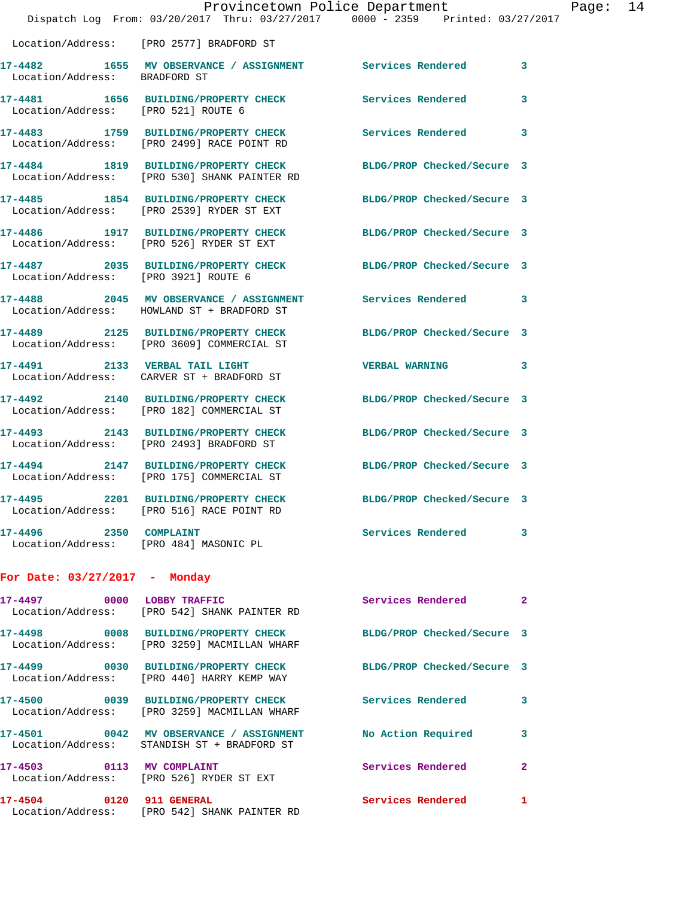Location/Address: [PRO 2577] BRADFORD ST

**17-4482 1655 MV OBSERVANCE / ASSIGNMENT** Services Rendered 3
Location/Address: BRADFORD ST

**17-4481 1656 BUILDING/PROPERTY CHECK** Services Rendered 3
Location/Address: [PRO 521] ROUTE 6

**17-4483 1759 BUILDING/PROPERTY CHECK** Services Rendered 3
Location/Address: [PRO 2499] RACE POINT RD

**17-4484 1819 BUILDING/PROPERTY CHECK** BLDG/PROP Checked/Secure 3
Location/Address: [PRO 530] SHANK PAINTER RD

**17-4485 1854 BUILDING/PROPERTY CHECK** BLDG/PROP Checked/Secure 3
Location/Address: [PRO 2539] RYDER ST EXT

**17-4486 1917 BUILDING/PROPERTY CHECK** BLDG/PROP Checked/Secure 3
Location/Address: [PRO 526] RYDER ST EXT

**17-4487 2035 BUILDING/PROPERTY CHECK** BLDG/PROP Checked/Secure 3
Location/Address: [PRO 3921] ROUTE 6

**17-4488 2045 MV OBSERVANCE / ASSIGNMENT** Services Rendered 3
Location/Address: HOWLAND ST + BRADFORD ST

**17-4489 2125 BUILDING/PROPERTY CHECK** BLDG/PROP Checked/Secure 3
Location/Address: [PRO 3609] COMMERCIAL ST

**17-4491 2133 VERBAL TAIL LIGHT** VERBAL WARNING 3
Location/Address: CARVER ST + BRADFORD ST

**17-4492 2140 BUILDING/PROPERTY CHECK** BLDG/PROP Checked/Secure 3
Location/Address: [PRO 182] COMMERCIAL ST

**17-4493 2143 BUILDING/PROPERTY CHECK** BLDG/PROP Checked/Secure 3
Location/Address: [PRO 2493] BRADFORD ST

**17-4494 2147 BUILDING/PROPERTY CHECK** BLDG/PROP Checked/Secure 3
Location/Address: [PRO 175] COMMERCIAL ST

**17-4495 2201 BUILDING/PROPERTY CHECK** BLDG/PROP Checked/Secure 3
Location/Address: [PRO 516] RACE POINT RD

**17-4496 2350 COMPLAINT** Services Rendered 3
Location/Address: [PRO 484] MASONIC PL

**For Date: 03/27/2017 - Monday**

**17-4497 0000 LOBBY TRAFFIC** Services Rendered 2
Location/Address: [PRO 542] SHANK PAINTER RD

**17-4498 0008 BUILDING/PROPERTY CHECK** BLDG/PROP Checked/Secure 3
Location/Address: [PRO 3259] MACMILLAN WHARF

**17-4499 0030 BUILDING/PROPERTY CHECK** BLDG/PROP Checked/Secure 3
Location/Address: [PRO 440] HARRY KEMP WAY

**17-4500 0039 BUILDING/PROPERTY CHECK** Services Rendered 3
Location/Address: [PRO 3259] MACMILLAN WHARF

**17-4501 0042 MV OBSERVANCE / ASSIGNMENT** No Action Required 3
Location/Address: STANDISH ST + BRADFORD ST

**17-4503 0113 MV COMPLAINT** Services Rendered 2
Location/Address: [PRO 526] RYDER ST EXT

**17-4504 0120 911 GENERAL** Services Rendered 1
Location/Address: [PRO 542] SHANK PAINTER RD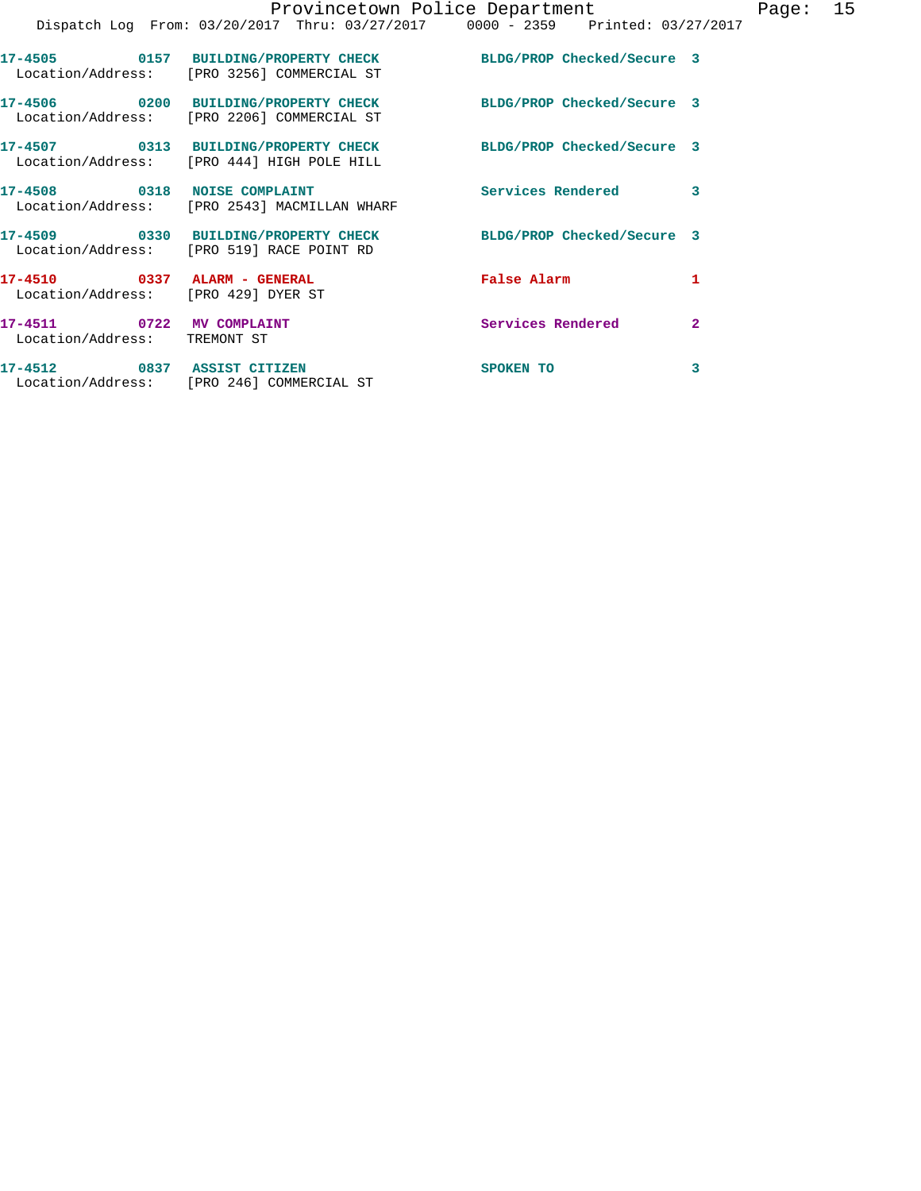| | | | | |
|---|---|---|---|---|
| 17-4505 | 0157 | BUILDING/PROPERTY CHECK | BLDG/PROP Checked/Secure | 3 |
| Location/Address: | [PRO 3256] COMMERCIAL ST | | | |
| 17-4506 | 0200 | BUILDING/PROPERTY CHECK | BLDG/PROP Checked/Secure | 3 |
| Location/Address: | [PRO 2206] COMMERCIAL ST | | | |
| 17-4507 | 0313 | BUILDING/PROPERTY CHECK | BLDG/PROP Checked/Secure | 3 |
| Location/Address: | [PRO 444] HIGH POLE HILL | | | |
| 17-4508 | 0318 | NOISE COMPLAINT | Services Rendered | 3 |
| Location/Address: | [PRO 2543] MACMILLAN WHARF | | | |
| 17-4509 | 0330 | BUILDING/PROPERTY CHECK | BLDG/PROP Checked/Secure | 3 |
| Location/Address: | [PRO 519] RACE POINT RD | | | |
| 17-4510 | 0337 | ALARM - GENERAL | False Alarm | 1 |
| Location/Address: | [PRO 429] DYER ST | | | |
| 17-4511 | 0722 | MV COMPLAINT | Services Rendered | 2 |
| Location/Address: | TREMONT ST | | | |
| 17-4512 | 0837 | ASSIST CITIZEN | SPOKEN TO | 3 |
| Location/Address: | [PRO 246] COMMERCIAL ST | | | |